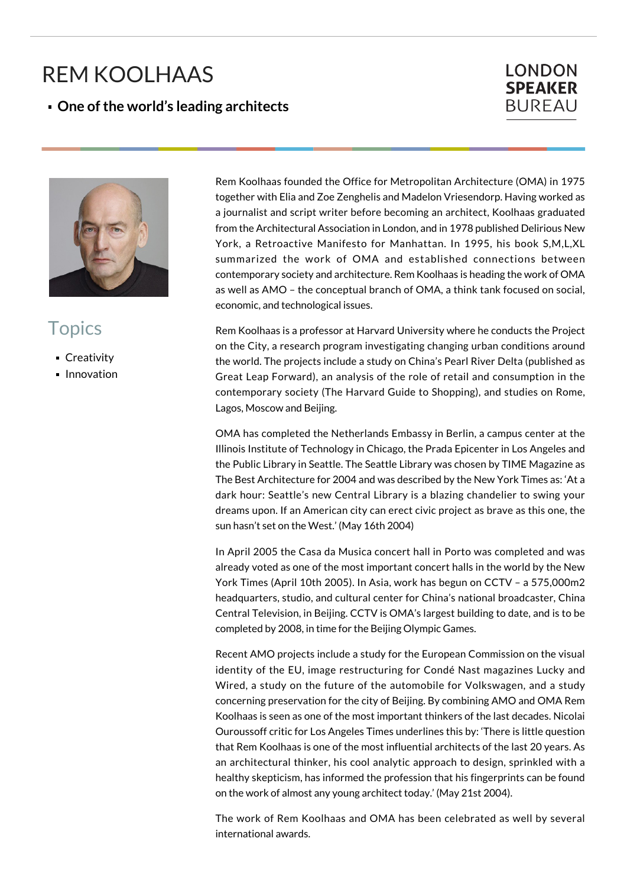# REM KOOLHAAS

- **One of the world's leading architects**

LONDON **SPEAKER** BUREAU

## Topics

- Creativity
- Innovation

Rem Koolhaas founded the Office for Metropolitan Architecture (OMA) in 1975 together with Elia and Zoe Zenghelis and Madelon Vriesendorp. Having worked as a journalist and script writer before becoming an architect, Koolhaas graduated from the Architectural Association in London, and in 1978 published Delirious New York, a Retroactive Manifesto for Manhattan. In 1995, his book S,M,L,XL summarized the work of OMA and established connections between contemporary society and architecture. Rem Koolhaas is heading the work of OMA as well as AMO – the conceptual branch of OMA, a think tank focused on social, economic, and technological issues.

Rem Koolhaas is a professor at Harvard University where he conducts the Project on the City, a research program investigating changing urban conditions around the world. The projects include a study on China's Pearl River Delta (published as Great Leap Forward), an analysis of the role of retail and consumption in the contemporary society (The Harvard Guide to Shopping), and studies on Rome, Lagos, Moscow and Beijing.

OMA has completed the Netherlands Embassy in Berlin, a campus center at the Illinois Institute of Technology in Chicago, the Prada Epicenter in Los Angeles and the Public Library in Seattle. The Seattle Library was chosen by TIME Magazine as The Best Architecture for 2004 and was described by the New York Times as: 'At a dark hour: Seattle's new Central Library is a blazing chandelier to swing your dreams upon. If an American city can erect civic project as brave as this one, the sun hasn't set on the West.' (May 16th 2004)

In April 2005 the Casa da Musica concert hall in Porto was completed and was already voted as one of the most important concert halls in the world by the New York Times (April 10th 2005). In Asia, work has begun on CCTV – a 575,000m2 headquarters, studio, and cultural center for China's national broadcaster, China Central Television, in Beijing. CCTV is OMA's largest building to date, and is to be completed by 2008, in time for the Beijing Olympic Games.

Recent AMO projects include a study for the European Commission on the visual identity of the EU, image restructuring for Condé Nast magazines Lucky and Wired, a study on the future of the automobile for Volkswagen, and a study concerning preservation for the city of Beijing. By combining AMO and OMA Rem Koolhaas is seen as one of the most important thinkers of the last decades. Nicolai Ouroussoff critic for Los Angeles Times underlines this by: 'There is little question that Rem Koolhaas is one of the most influential architects of the last 20 years. As an architectural thinker, his cool analytic approach to design, sprinkled with a healthy skepticism, has informed the profession that his fingerprints can be found on the work of almost any young architect today.' (May 21st 2004).

The work of Rem Koolhaas and OMA has been celebrated as well by several international awards.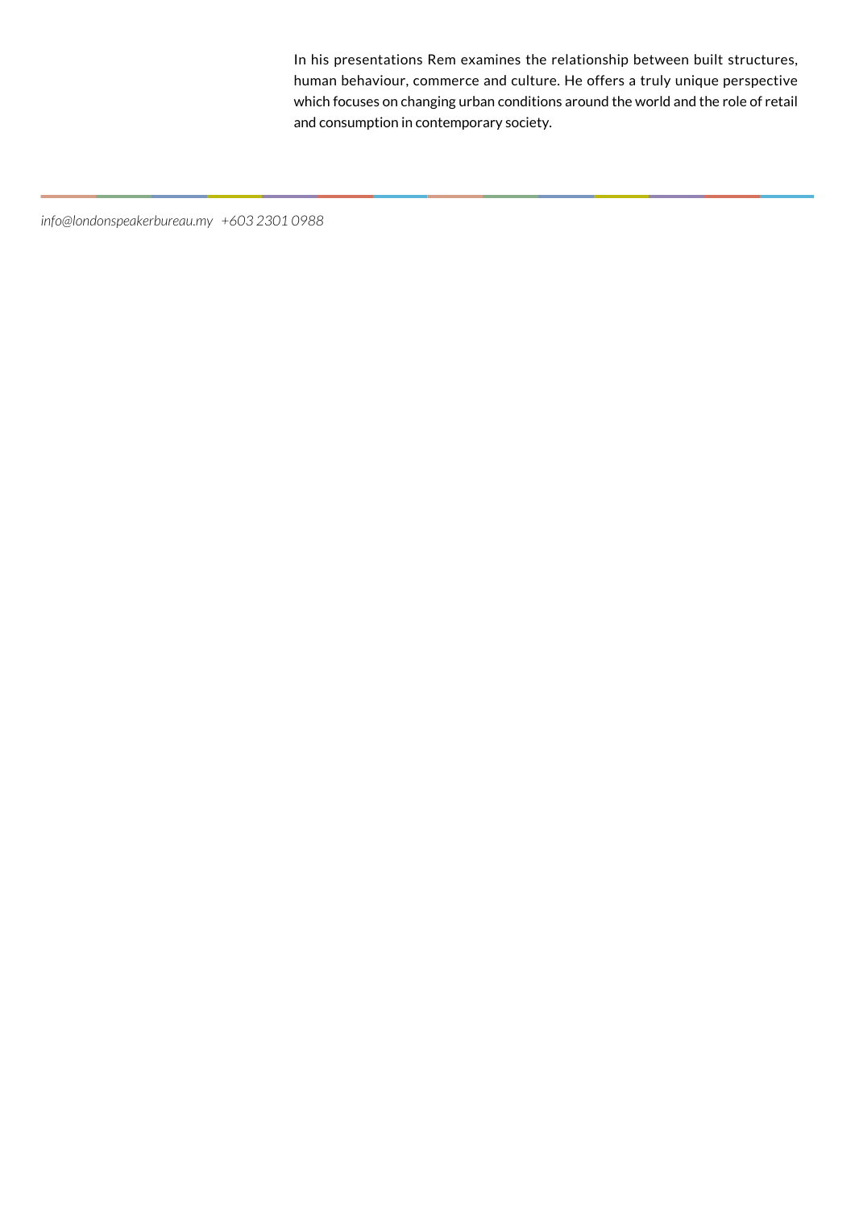In his presentations Rem examines the relationship between built structures, human behaviour, commerce and culture. He offers a truly unique perspective which focuses on changing urban conditions around the world and the role of retail and consumption in contemporary society.

*info@londonspeakerbureau.my   +603 2301 0988*